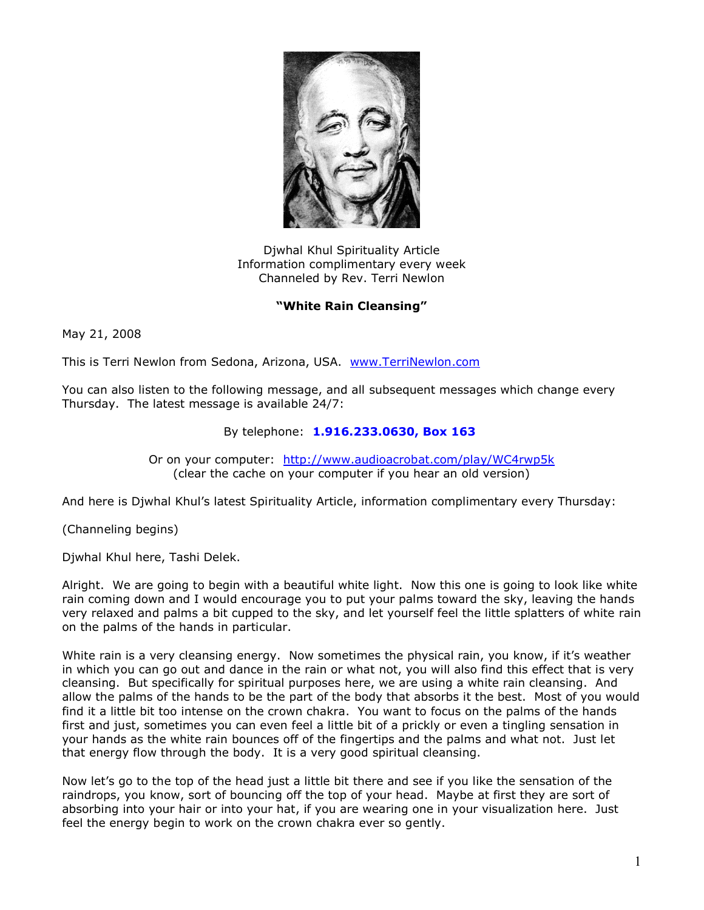Djwhal Khul Spirituality Article
Information complimentary every week
Channeled by Rev. Terri Newlon

**"White Rain Cleansing"**

May 21, 2008

This is Terri Newlon from Sedona, Arizona, USA. [www.TerriNewlon.com](http://www.TerriNewlon.com)

You can also listen to the following message, and all subsequent messages which change every Thursday. The latest message is available 24/7:

By telephone: **1.916.233.0630, Box 163**

Or on your computer: [http://www.audioacrobat.com/play/WC4rwp5k](http://www.audioacrobat.com/play/WC4rwp5k)
(clear the cache on your computer if you hear an old version)

And here is Djwhal Khul's latest Spirituality Article, information complimentary every Thursday:

(Channeling begins)

Djwhal Khul here, Tashi Delek.

Alright. We are going to begin with a beautiful white light. Now this one is going to look like white rain coming down and I would encourage you to put your palms toward the sky, leaving the hands very relaxed and palms a bit cupped to the sky, and let yourself feel the little splatters of white rain on the palms of the hands in particular.

White rain is a very cleansing energy. Now sometimes the physical rain, you know, if it's weather in which you can go out and dance in the rain or what not, you will also find this effect that is very cleansing. But specifically for spiritual purposes here, we are using a white rain cleansing. And allow the palms of the hands to be the part of the body that absorbs it the best. Most of you would find it a little bit too intense on the crown chakra. You want to focus on the palms of the hands first and just, sometimes you can even feel a little bit of a prickly or even a tingling sensation in your hands as the white rain bounces off of the fingertips and the palms and what not. Just let that energy flow through the body. It is a very good spiritual cleansing.

Now let's go to the top of the head just a little bit there and see if you like the sensation of the raindrops, you know, sort of bouncing off the top of your head. Maybe at first they are sort of absorbing into your hair or into your hat, if you are wearing one in your visualization here. Just feel the energy begin to work on the crown chakra ever so gently.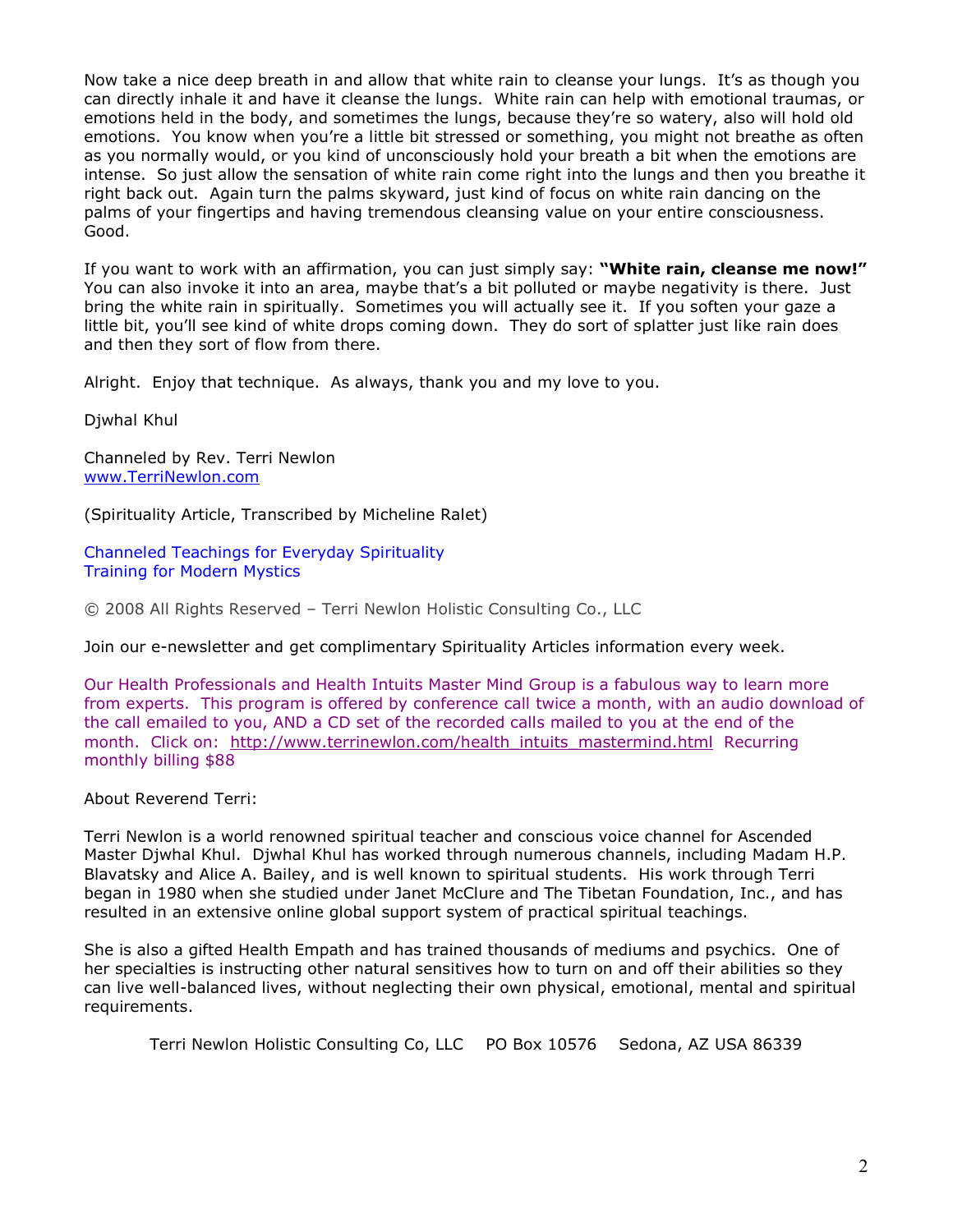Now take a nice deep breath in and allow that white rain to cleanse your lungs. It's as though you can directly inhale it and have it cleanse the lungs. White rain can help with emotional traumas, or emotions held in the body, and sometimes the lungs, because they're so watery, also will hold old emotions. You know when you're a little bit stressed or something, you might not breathe as often as you normally would, or you kind of unconsciously hold your breath a bit when the emotions are intense. So just allow the sensation of white rain come right into the lungs and then you breathe it right back out. Again turn the palms skyward, just kind of focus on white rain dancing on the palms of your fingertips and having tremendous cleansing value on your entire consciousness. Good.

If you want to work with an affirmation, you can just simply say: **"White rain, cleanse me now!"** You can also invoke it into an area, maybe that's a bit polluted or maybe negativity is there. Just bring the white rain in spiritually. Sometimes you will actually see it. If you soften your gaze a little bit, you'll see kind of white drops coming down. They do sort of splatter just like rain does and then they sort of flow from there.

Alright. Enjoy that technique. As always, thank you and my love to you.

Djwhal Khul

Channeled by Rev. Terri Newlon
www.TerriNewlon.com

(Spirituality Article, Transcribed by Micheline Ralet)

Channeled Teachings for Everyday Spirituality
Training for Modern Mystics

© 2008 All Rights Reserved – Terri Newlon Holistic Consulting Co., LLC

Join our e-newsletter and get complimentary Spirituality Articles information every week.

Our Health Professionals and Health Intuits Master Mind Group is a fabulous way to learn more from experts. This program is offered by conference call twice a month, with an audio download of the call emailed to you, AND a CD set of the recorded calls mailed to you at the end of the month. Click on: http://www.terrinewlon.com/health_intuits_mastermind.html Recurring monthly billing $88

About Reverend Terri:

Terri Newlon is a world renowned spiritual teacher and conscious voice channel for Ascended Master Djwhal Khul. Djwhal Khul has worked through numerous channels, including Madam H.P. Blavatsky and Alice A. Bailey, and is well known to spiritual students. His work through Terri began in 1980 when she studied under Janet McClure and The Tibetan Foundation, Inc., and has resulted in an extensive online global support system of practical spiritual teachings.

She is also a gifted Health Empath and has trained thousands of mediums and psychics. One of her specialties is instructing other natural sensitives how to turn on and off their abilities so they can live well-balanced lives, without neglecting their own physical, emotional, mental and spiritual requirements.

Terri Newlon Holistic Consulting Co, LLC    PO Box 10576    Sedona, AZ USA 86339